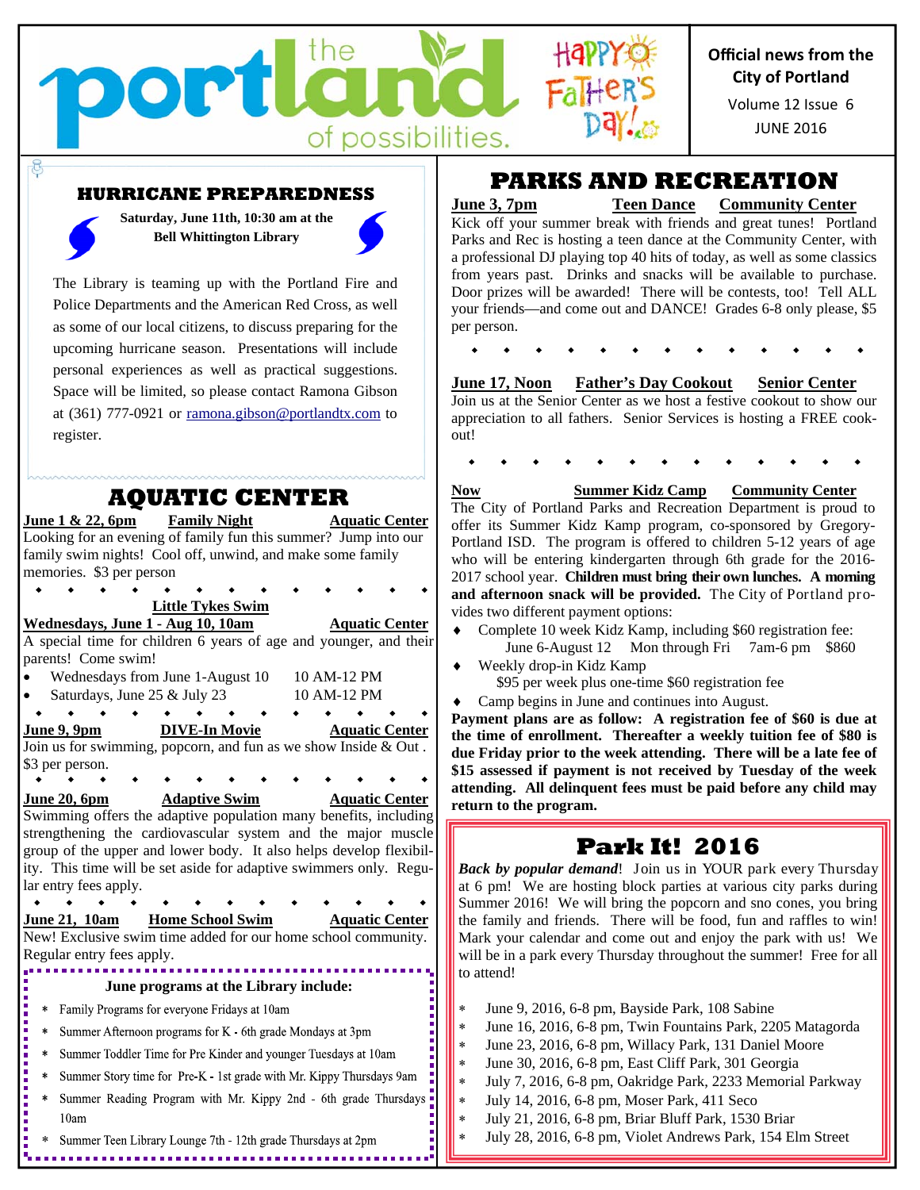# the portland of possibilities.

HAPPY FATHER'S DAY!

**Official news from the City of Portland**

Volume 12 Issue 6

JUNE 2016

## HURRICANE PREPAREDNESS

**Saturday, June 11th, 10:30 am at the Bell Whittington Library**

The Library is teaming up with the Portland Fire and Police Departments and the American Red Cross, as well as some of our local citizens, to discuss preparing for the upcoming hurricane season. Presentations will include personal experiences as well as practical suggestions. Space will be limited, so please contact Ramona Gibson at (361) 777-0921 or ramona.gibson@portlandtx.com to register.

## AQUATIC CENTER

**June 1 & 22, 6pm** — **Family Night** — **Aquatic Center**

Looking for an evening of family fun this summer? Jump into our family swim nights! Cool off, unwind, and make some family memories. $3 per person

**Little Tykes Swim**

**Wednesdays, June 1 - Aug 10, 10am** — **Aquatic Center**

A special time for children 6 years of age and younger, and their parents! Come swim!

- Wednesdays from June 1-August 10 — 10 AM-12 PM
- Saturdays, June 25 & July 23 — 10 AM-12 PM

**June 9, 9pm** — **DIVE-In Movie** — **Aquatic Center**

Join us for swimming, popcorn, and fun as we show Inside & Out . $3 per person.

**June 20, 6pm** — **Adaptive Swim** — **Aquatic Center**

Swimming offers the adaptive population many benefits, including strengthening the cardiovascular system and the major muscle group of the upper and lower body. It also helps develop flexibility. This time will be set aside for adaptive swimmers only. Regular entry fees apply.

**June 21, 10am** — **Home School Swim** — **Aquatic Center**

New! Exclusive swim time added for our home school community. Regular entry fees apply.

**June programs at the Library include:**

* Family Programs for everyone Fridays at 10am
* Summer Afternoon programs for K - 6th grade Mondays at 3pm
* Summer Toddler Time for Pre Kinder and younger Tuesdays at 10am
* Summer Story time for Pre-K - 1st grade with Mr. Kippy Thursdays 9am
* Summer Reading Program with Mr. Kippy 2nd - 6th grade Thursdays 10am
* Summer Teen Library Lounge 7th - 12th grade Thursdays at 2pm

## PARKS AND RECREATION

**June 3, 7pm** — **Teen Dance** — **Community Center**

Kick off your summer break with friends and great tunes! Portland Parks and Rec is hosting a teen dance at the Community Center, with a professional DJ playing top 40 hits of today, as well as some classics from years past. Drinks and snacks will be available to purchase. Door prizes will be awarded! There will be contests, too! Tell ALL your friends—and come out and DANCE! Grades 6-8 only please, $5 per person.

**June 17, Noon** — **Father's Day Cookout** — **Senior Center**

Join us at the Senior Center as we host a festive cookout to show our appreciation to all fathers. Senior Services is hosting a FREE cookout!

**Now** — **Summer Kidz Camp** — **Community Center**

The City of Portland Parks and Recreation Department is proud to offer its Summer Kidz Kamp program, co-sponsored by Gregory-Portland ISD. The program is offered to children 5-12 years of age who will be entering kindergarten through 6th grade for the 2016-2017 school year. **Children must bring their own lunches. A morning and afternoon snack will be provided.** The City of Portland provides two different payment options:

- Complete 10 week Kidz Kamp, including $60 registration fee:
  June 6-August 12 — Mon through Fri — 7am-6 pm — $860
- Weekly drop-in Kidz Kamp
  $95 per week plus one-time $60 registration fee
- Camp begins in June and continues into August.

**Payment plans are as follow: A registration fee of $60 is due at the time of enrollment. Thereafter a weekly tuition fee of $80 is due Friday prior to the week attending. There will be a late fee of $15 assessed if payment is not received by Tuesday of the week attending. All delinquent fees must be paid before any child may return to the program.**

## Park It! 2016

***Back by popular demand***! Join us in YOUR park every Thursday at 6 pm! We are hosting block parties at various city parks during Summer 2016! We will bring the popcorn and sno cones, you bring the family and friends. There will be food, fun and raffles to win! Mark your calendar and come out and enjoy the park with us! We will be in a park every Thursday throughout the summer! Free for all to attend!

* June 9, 2016, 6-8 pm, Bayside Park, 108 Sabine
* June 16, 2016, 6-8 pm, Twin Fountains Park, 2205 Matagorda
* June 23, 2016, 6-8 pm, Willacy Park, 131 Daniel Moore
* June 30, 2016, 6-8 pm, East Cliff Park, 301 Georgia
* July 7, 2016, 6-8 pm, Oakridge Park, 2233 Memorial Parkway
* July 14, 2016, 6-8 pm, Moser Park, 411 Seco
* July 21, 2016, 6-8 pm, Briar Bluff Park, 1530 Briar
* July 28, 2016, 6-8 pm, Violet Andrews Park, 154 Elm Street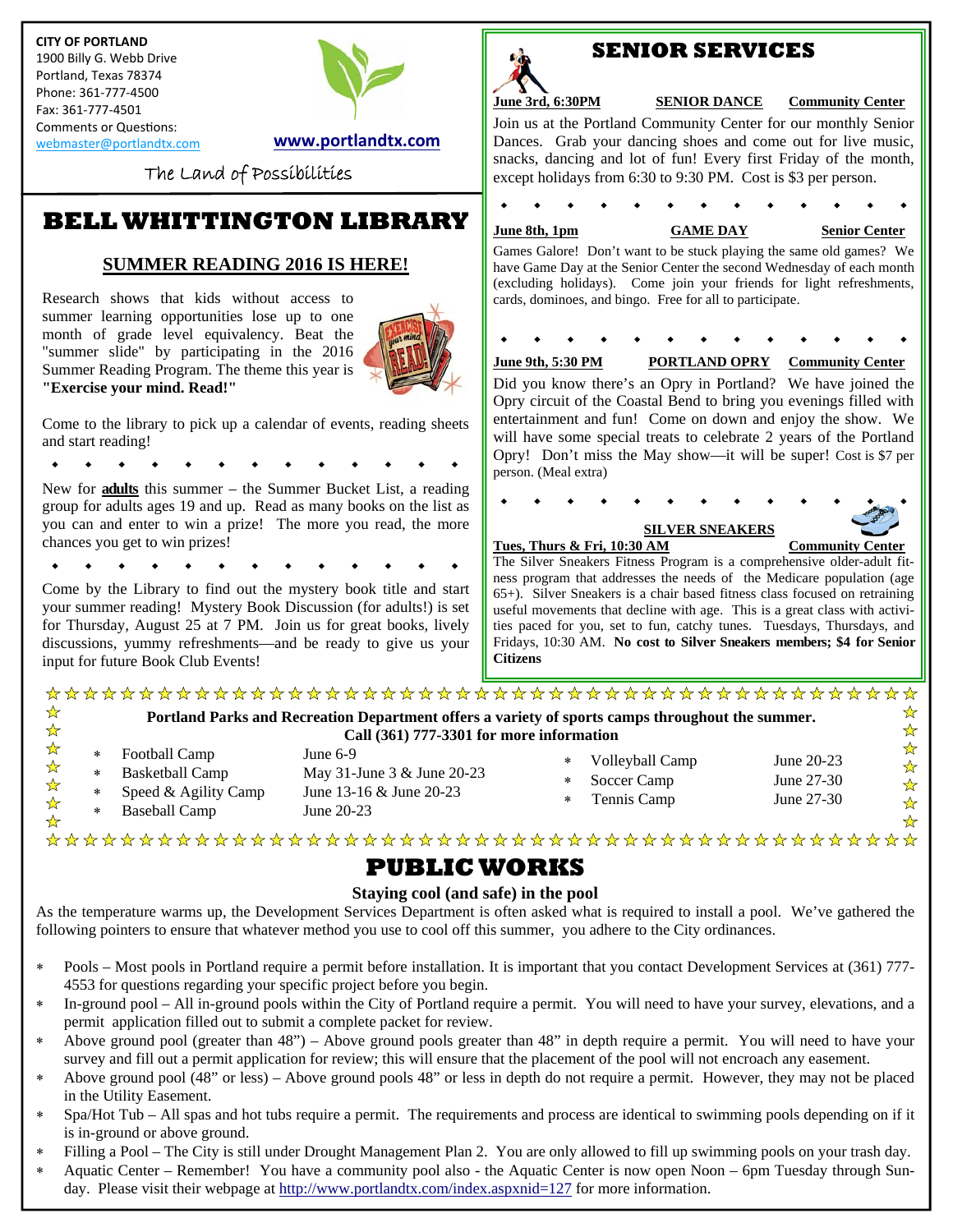**CITY OF PORTLAND**
1900 Billy G. Webb Drive
Portland, Texas 78374
Phone: 361-777-4500
Fax: 361-777-4501
Comments or Questions:
webmaster@portlandtx.com

**www.portlandtx.com**

The Land of Possibilities

# BELL WHITTINGTON LIBRARY

## SUMMER READING 2016 IS HERE!

Research shows that kids without access to summer learning opportunities lose up to one month of grade level equivalency. Beat the "summer slide" by participating in the 2016 Summer Reading Program. The theme this year is **"Exercise your mind. Read!"**

Come to the library to pick up a calendar of events, reading sheets and start reading!

New for **adults** this summer – the Summer Bucket List, a reading group for adults ages 19 and up. Read as many books on the list as you can and enter to win a prize! The more you read, the more chances you get to win prizes!

Come by the Library to find out the mystery book title and start your summer reading! Mystery Book Discussion (for adults!) is set for Thursday, August 25 at 7 PM. Join us for great books, lively discussions, yummy refreshments—and be ready to give us your input for future Book Club Events!

# SENIOR SERVICES

**June 3rd, 6:30PM — SENIOR DANCE — Community Center**

Join us at the Portland Community Center for our monthly Senior Dances. Grab your dancing shoes and come out for live music, snacks, dancing and lot of fun! Every first Friday of the month, except holidays from 6:30 to 9:30 PM. Cost is $3 per person.

**June 8th, 1pm — GAME DAY — Senior Center**

Games Galore! Don't want to be stuck playing the same old games? We have Game Day at the Senior Center the second Wednesday of each month (excluding holidays). Come join your friends for light refreshments, cards, dominoes, and bingo. Free for all to participate.

**June 9th, 5:30 PM — PORTLAND OPRY — Community Center**

Did you know there's an Opry in Portland? We have joined the Opry circuit of the Coastal Bend to bring you evenings filled with entertainment and fun! Come on down and enjoy the show. We will have some special treats to celebrate 2 years of the Portland Opry! Don't miss the May show—it will be super! Cost is $7 per person. (Meal extra)

**SILVER SNEAKERS**

**Tues, Thurs & Fri, 10:30 AM — Community Center**

The Silver Sneakers Fitness Program is a comprehensive older-adult fitness program that addresses the needs of the Medicare population (age 65+). Silver Sneakers is a chair based fitness class focused on retraining useful movements that decline with age. This is a great class with activities paced for you, set to fun, catchy tunes. Tuesdays, Thursdays, and Fridays, 10:30 AM. **No cost to Silver Sneakers members; $4 for Senior Citizens**

**Portland Parks and Recreation Department offers a variety of sports camps throughout the summer.**
**Call (361) 777-3301 for more information**

* Football Camp — June 6-9
* Basketball Camp — May 31-June 3 & June 20-23
* Speed & Agility Camp — June 13-16 & June 20-23
* Baseball Camp — June 20-23
* Volleyball Camp — June 20-23
* Soccer Camp — June 27-30
* Tennis Camp — June 27-30

# PUBLIC WORKS

### Staying cool (and safe) in the pool

As the temperature warms up, the Development Services Department is often asked what is required to install a pool. We've gathered the following pointers to ensure that whatever method you use to cool off this summer, you adhere to the City ordinances.

* Pools – Most pools in Portland require a permit before installation. It is important that you contact Development Services at (361) 777-4553 for questions regarding your specific project before you begin.
* In-ground pool – All in-ground pools within the City of Portland require a permit. You will need to have your survey, elevations, and a permit application filled out to submit a complete packet for review.
* Above ground pool (greater than 48") – Above ground pools greater than 48" in depth require a permit. You will need to have your survey and fill out a permit application for review; this will ensure that the placement of the pool will not encroach any easement.
* Above ground pool (48" or less) – Above ground pools 48" or less in depth do not require a permit. However, they may not be placed in the Utility Easement.
* Spa/Hot Tub – All spas and hot tubs require a permit. The requirements and process are identical to swimming pools depending on if it is in-ground or above ground.
* Filling a Pool – The City is still under Drought Management Plan 2. You are only allowed to fill up swimming pools on your trash day.
* Aquatic Center – Remember! You have a community pool also - the Aquatic Center is now open Noon – 6pm Tuesday through Sunday. Please visit their webpage at http://www.portlandtx.com/index.aspxnid=127 for more information.